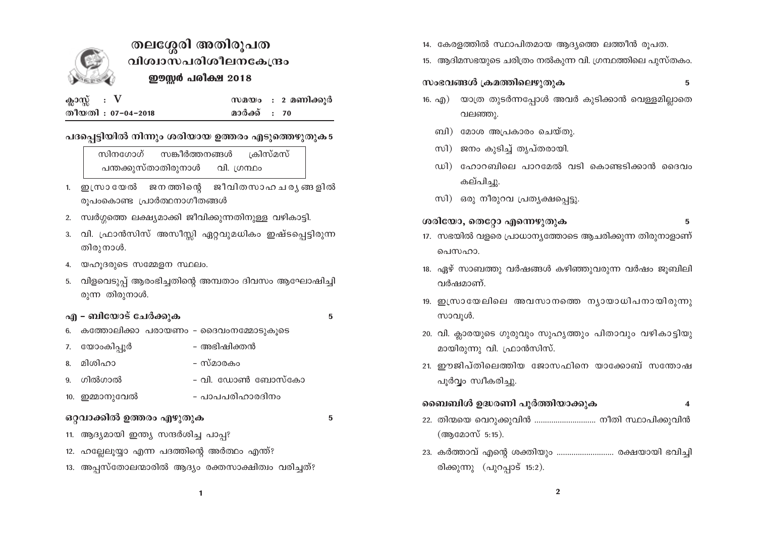# തലശ്ശേരി അതിരൂപത
## വിശ്വാസപരിശീലനകേന്ദ്രം
### ഈസ്റ്റർ പരീക്ഷ 2018

| ക്ലാസ്സ് : V | സമയം : 2 മണിക്കൂർ |
|---|---|
| തീയതി : 07-04-2018 | മാർക്ക് : 70 |

**പദപ്പെട്ടിയിൽ നിന്നും ശരിയായ ഉത്തരം എടുത്തെഴുതുക 5**

| സിനഗോഗ് | സങ്കീർത്തനങ്ങൾ | ക്രിസ്മസ് |
|---|---|---|
| പന്തക്കുസ്താതിരുനാൾ | വി. ഗ്രന്ഥം | |

1. ഇസ്രായേൽ ജനത്തിന്റെ ജീവിതസാഹചര്യങ്ങളിൽ രൂപംകൊണ്ട പ്രാർത്ഥനാഗീതങ്ങൾ
2. സ്വർഗ്ഗത്തെ ലക്ഷ്യമാക്കി ജീവിക്കുന്നതിനുള്ള വഴികാട്ടി.
3. വി. ഫ്രാൻസിസ് അസീസ്സി ഏറ്റവുമധികം ഇഷ്ടപ്പെട്ടിരുന്ന തിരുനാൾ.
4. യഹൂദരുടെ സമ്മേളന സ്ഥലം.
5. വിളവെടുപ്പ് ആരംഭിച്ചതിന്റെ അമ്പതാം ദിവസം ആഘോഷിച്ചിരുന്ന തിരുനാൾ.

**എ - ബിയോട് ചേർക്കുക 5**

6. കത്തോലിക്കാ പരായണം - ദൈവംനമ്മോടുകൂടെ
7. യോംകിപ്പൂർ - അഭിഷിക്തൻ
8. മിശിഹാ - സ്മാരകം
9. ഗിൽഗാൽ - വി. ഡോൺ ബോസ്കോ
10. ഇമ്മാനുവേൽ - പാപപരിഹാരദിനം

**ഒറ്റവാക്കിൽ ഉത്തരം എഴുതുക 5**

11. ആദ്യമായി ഇന്ത്യ സന്ദർശിച്ച പാപ്പ?
12. ഹല്ലേലൂയ്യാ എന്ന പദത്തിന്റെ അർത്ഥം എന്ത്?
13. അപ്പസ്തോലന്മാരിൽ ആദ്യം രക്തസാക്ഷിത്വം വരിച്ചത്?
14. കേരളത്തിൽ സ്ഥാപിതമായ ആദ്യത്തെ ലത്തീൻ രൂപത.
15. ആദിമസഭയുടെ ചരിത്രം നൽകുന്ന വി. ഗ്രന്ഥത്തിലെ പുസ്തകം.

**സംഭവങ്ങൾ ക്രമത്തിലെഴുതുക 5**

16. എ) യാത്ര തുടർന്നപ്പോൾ അവർ കുടിക്കാൻ വെള്ളമില്ലാതെ വലഞ്ഞു.
 ബി) മോശ അപ്രകാരം ചെയ്തു.
 സി) ജനം കുടിച്ച് തൃപ്തരായി.
 ഡി) ഹോറബിലെ പാറമേൽ വടി കൊണ്ടടിക്കാൻ ദൈവം കല്പിച്ചു.
 സി) ഒരു നീരുറവ പ്രത്യക്ഷപ്പെട്ടു.

**ശരിയോ, തെറ്റോ എന്നെഴുതുക 5**

17. സഭയിൽ വളരെ പ്രാധാന്യത്തോടെ ആചരിക്കുന്ന തിരുനാളാണ് പെസഹാ.
18. ഏഴ് സാബത്തു വർഷങ്ങൾ കഴിഞ്ഞുവരുന്ന വർഷം ജൂബിലി വർഷമാണ്.
19. ഇസ്രായേലിലെ അവസാനത്തെ ന്യായാധിപനായിരുന്നു സാവൂൾ.
20. വി. ക്ലാരയുടെ ഗുരുവും സുഹൃത്തും പിതാവും വഴികാട്ടിയുമായിരുന്നു വി. ഫ്രാൻസിസ്.
21. ഈജിപ്തിലെത്തിയ ജോസഫിനെ യാക്കോബ് സന്തോഷപൂർവ്വം സ്വീകരിച്ചു.

**ബൈബിൾ ഉദ്ധരണി പൂർത്തിയാക്കുക 4**

22. തിന്മയെ വെറുക്കുവിൻ ............................ നീതി സ്ഥാപിക്കുവിൻ (ആമോസ് 5:15).
23. കർത്താവ് എന്റെ ശക്തിയും .......................... രക്ഷയായി ഭവിച്ചിരിക്കുന്നു (പുറപ്പാട് 15:2).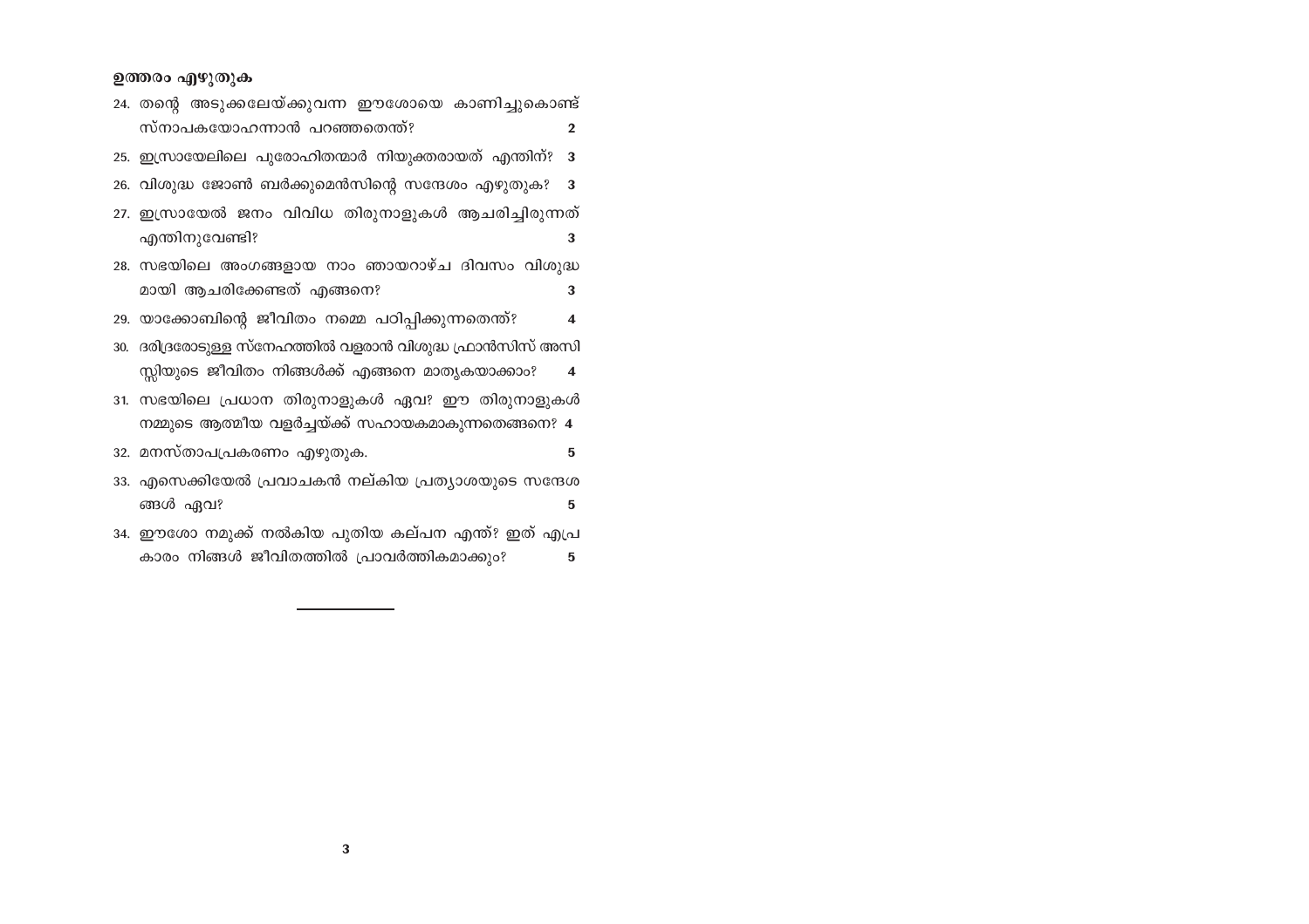**ഉത്തരം എഴുതുക**

24. തന്റെ അടുക്കലേയ്ക്കുവന്ന ഈശോയെ കാണിച്ചുകൊണ്ട് സ്നാപകയോഹന്നാൻ പറഞ്ഞതെന്ത്? 2
25. ഇസ്രായേലിലെ പുരോഹിതന്മാർ നിയുക്തരായത് എന്തിന്? 3
26. വിശുദ്ധ ജോൺ ബർക്കുമെൻസിന്റെ സന്ദേശം എഴുതുക? 3
27. ഇസ്രായേൽ ജനം വിവിധ തിരുനാളുകൾ ആചരിച്ചിരുന്നത് എന്തിനുവേണ്ടി? 3
28. സഭയിലെ അംഗങ്ങളായ നാം ഞായറാഴ്ച ദിവസം വിശുദ്ധമായി ആചരിക്കേണ്ടത് എങ്ങനെ? 3
29. യാക്കോബിന്റെ ജീവിതം നമ്മെ പഠിപ്പിക്കുന്നതെന്ത്? 4
30. ദരിദ്രരോടുള്ള സ്നേഹത്തിൽ വളരാൻ വിശുദ്ധ ഫ്രാൻസിസ് അസിസ്സിയുടെ ജീവിതം നിങ്ങൾക്ക് എങ്ങനെ മാതൃകയാക്കാം? 4
31. സഭയിലെ പ്രധാന തിരുനാളുകൾ ഏവ? ഈ തിരുനാളുകൾ നമ്മുടെ ആത്മീയ വളർച്ചയ്ക്ക് സഹായകമാകുന്നതെങ്ങനെ? 4
32. മനസ്താപപ്രകരണം എഴുതുക. 5
33. എസെക്കിയേൽ പ്രവാചകൻ നല്കിയ പ്രത്യാശയുടെ സന്ദേശങ്ങൾ ഏവ? 5
34. ഈശോ നമുക്ക് നൽകിയ പുതിയ കല്പന എന്ത്? ഇത് എപ്രകാരം നിങ്ങൾ ജീവിതത്തിൽ പ്രാവർത്തികമാക്കും? 5